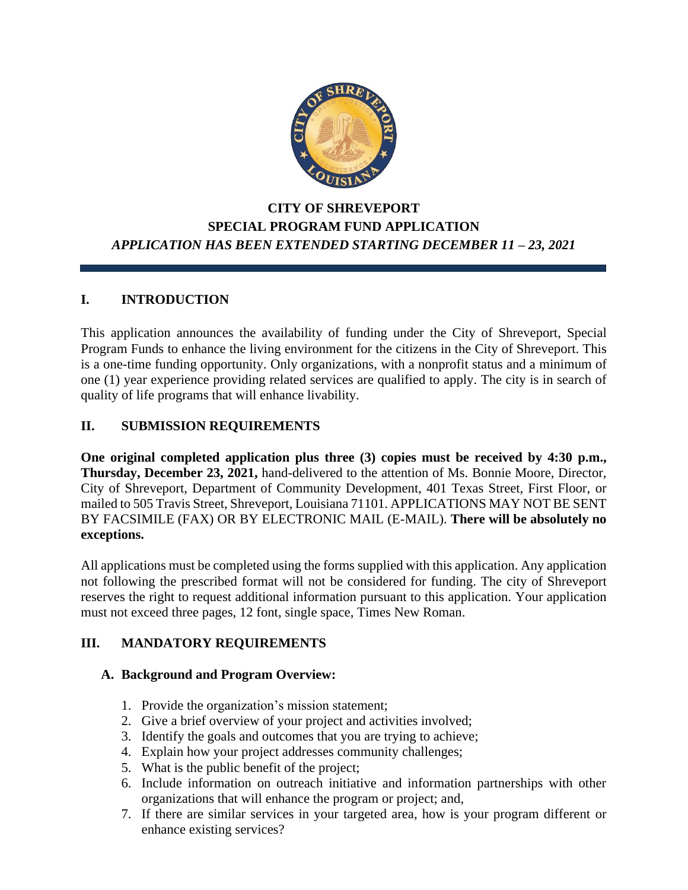# CITY OF SHREVEPORT
# SPECIAL PROGRAM FUND APPLICATION

*APPLICATION HAS BEEN EXTENDED STARTING DECEMBER 11 – 23, 2021*

## I. INTRODUCTION

This application announces the availability of funding under the City of Shreveport, Special Program Funds to enhance the living environment for the citizens in the City of Shreveport. This is a one-time funding opportunity. Only organizations, with a nonprofit status and a minimum of one (1) year experience providing related services are qualified to apply. The city is in search of quality of life programs that will enhance livability.

## II. SUBMISSION REQUIREMENTS

**One original completed application plus three (3) copies must be received by 4:30 p.m., Thursday, December 23, 2021,** hand-delivered to the attention of Ms. Bonnie Moore, Director, City of Shreveport, Department of Community Development, 401 Texas Street, First Floor, or mailed to 505 Travis Street, Shreveport, Louisiana 71101. APPLICATIONS MAY NOT BE SENT BY FACSIMILE (FAX) OR BY ELECTRONIC MAIL (E-MAIL). **There will be absolutely no exceptions.**

All applications must be completed using the forms supplied with this application. Any application not following the prescribed format will not be considered for funding. The city of Shreveport reserves the right to request additional information pursuant to this application. Your application must not exceed three pages, 12 font, single space, Times New Roman.

## III. MANDATORY REQUIREMENTS

### A. Background and Program Overview:

1. Provide the organization's mission statement;
2. Give a brief overview of your project and activities involved;
3. Identify the goals and outcomes that you are trying to achieve;
4. Explain how your project addresses community challenges;
5. What is the public benefit of the project;
6. Include information on outreach initiative and information partnerships with other organizations that will enhance the program or project; and,
7. If there are similar services in your targeted area, how is your program different or enhance existing services?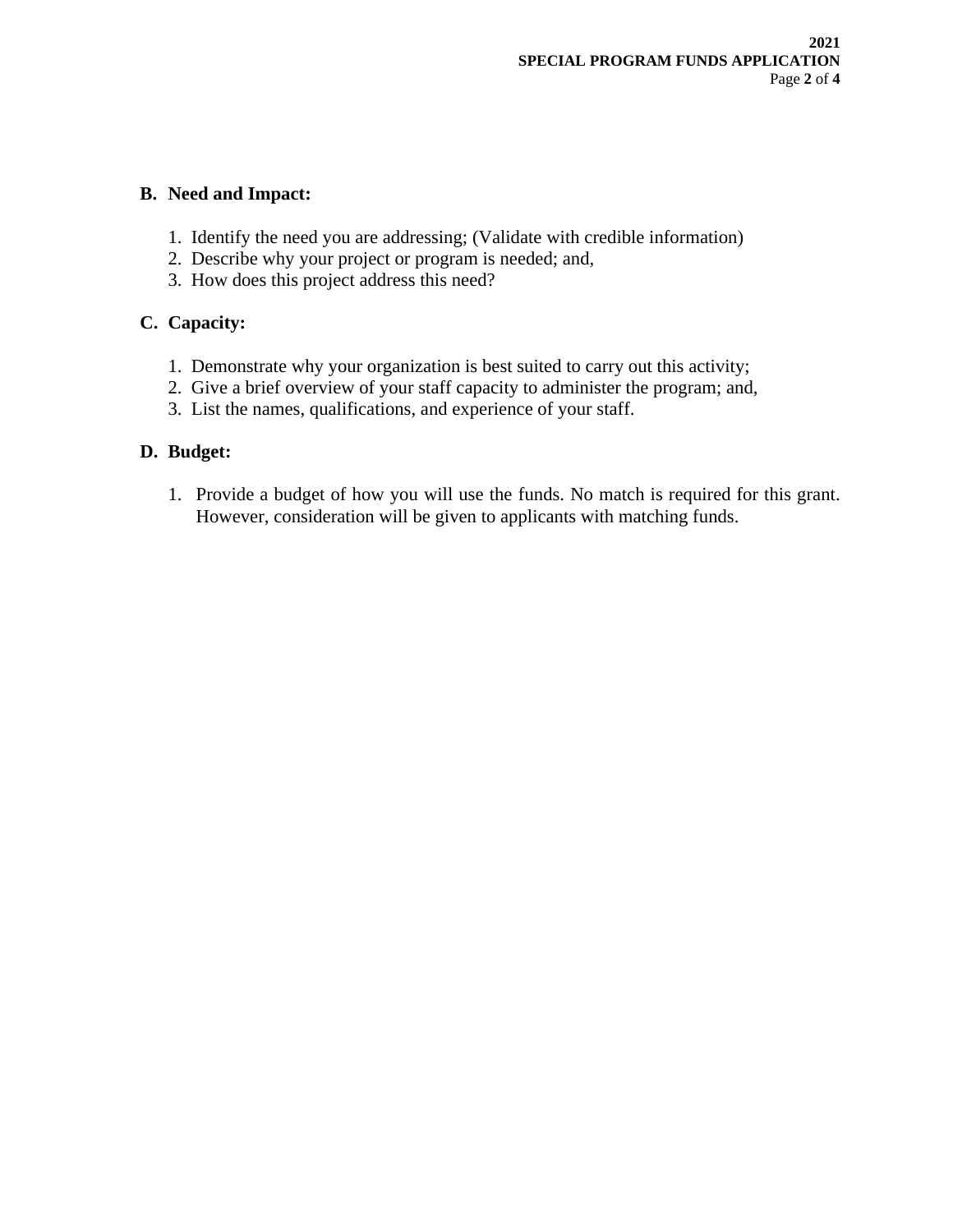## B. Need and Impact:

1. Identify the need you are addressing; (Validate with credible information)
2. Describe why your project or program is needed; and,
3. How does this project address this need?

## C. Capacity:

1. Demonstrate why your organization is best suited to carry out this activity;
2. Give a brief overview of your staff capacity to administer the program; and,
3. List the names, qualifications, and experience of your staff.

## D. Budget:

1. Provide a budget of how you will use the funds. No match is required for this grant. However, consideration will be given to applicants with matching funds.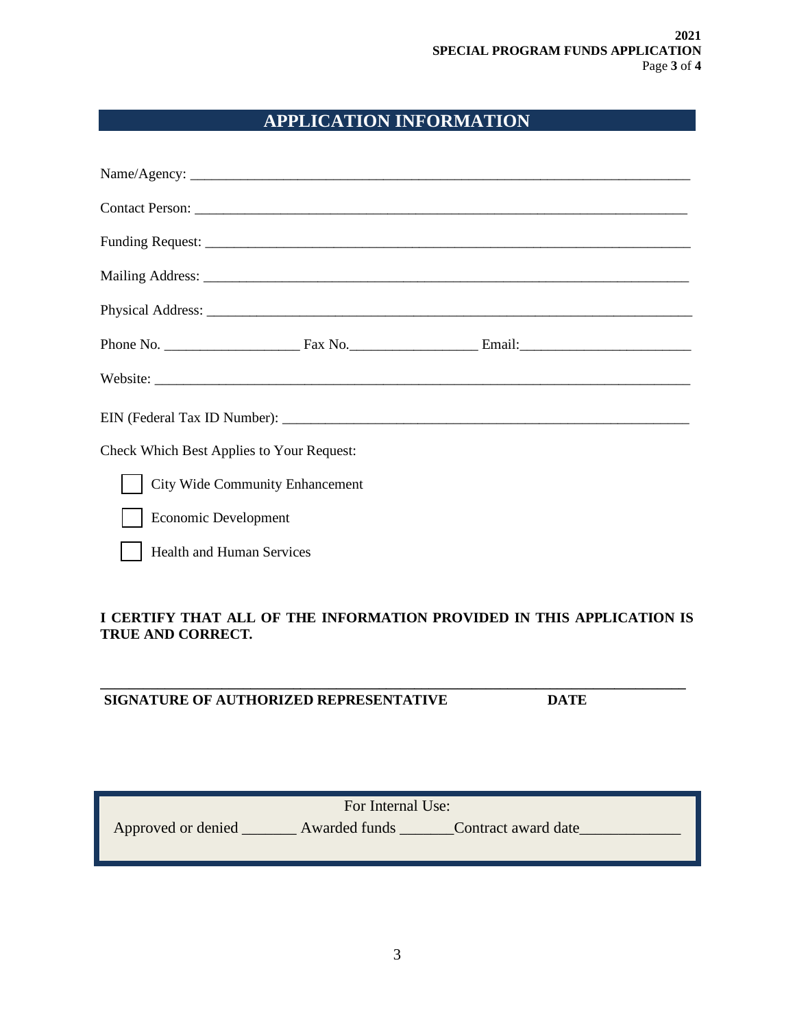## APPLICATION INFORMATION

Name/Agency: ___________________________________________________________________________

Contact Person: _________________________________________________________________________

Funding Request: ________________________________________________________________________

Mailing Address: ________________________________________________________________________

Physical Address: ________________________________________________________________________

Phone No. ___________________ Fax No.__________________ Email:________________________

Website: ________________________________________________________________________________

EIN (Federal Tax ID Number): _____________________________________________________________

Check Which Best Applies to Your Request:

- ☐ City Wide Community Enhancement
- ☐ Economic Development
- ☐ Health and Human Services

**I CERTIFY THAT ALL OF THE INFORMATION PROVIDED IN THIS APPLICATION IS TRUE AND CORRECT.**

_________________________________________________________________________________________

**SIGNATURE OF AUTHORIZED REPRESENTATIVE** **DATE**

For Internal Use:

Approved or denied _______ Awarded funds _______Contract award date_____________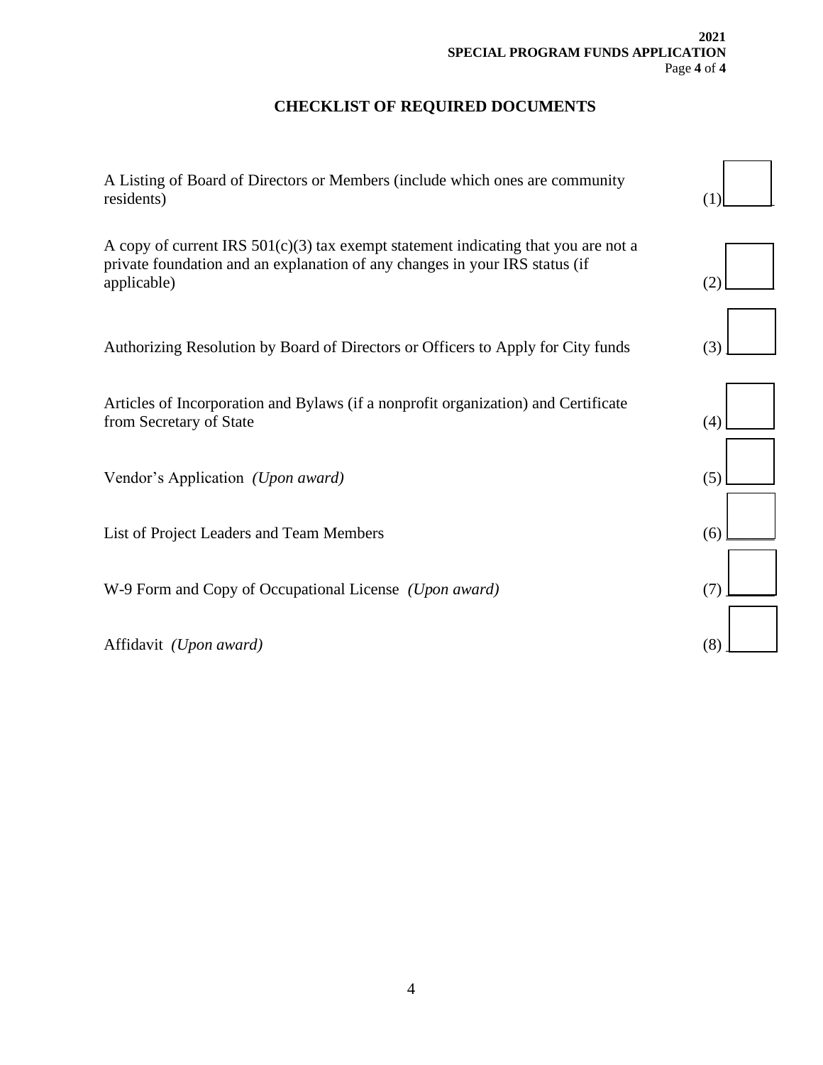## CHECKLIST OF REQUIRED DOCUMENTS

A Listing of Board of Directors or Members (include which ones are community residents) (1) ☐

A copy of current IRS 501(c)(3) tax exempt statement indicating that you are not a private foundation and an explanation of any changes in your IRS status (if applicable) (2) ☐

Authorizing Resolution by Board of Directors or Officers to Apply for City funds (3) ☐

Articles of Incorporation and Bylaws (if a nonprofit organization) and Certificate from Secretary of State (4) ☐

Vendor's Application *(Upon award)* (5) ☐

List of Project Leaders and Team Members (6) ☐

W-9 Form and Copy of Occupational License *(Upon award)* (7) ☐

Affidavit *(Upon award)* (8) ☐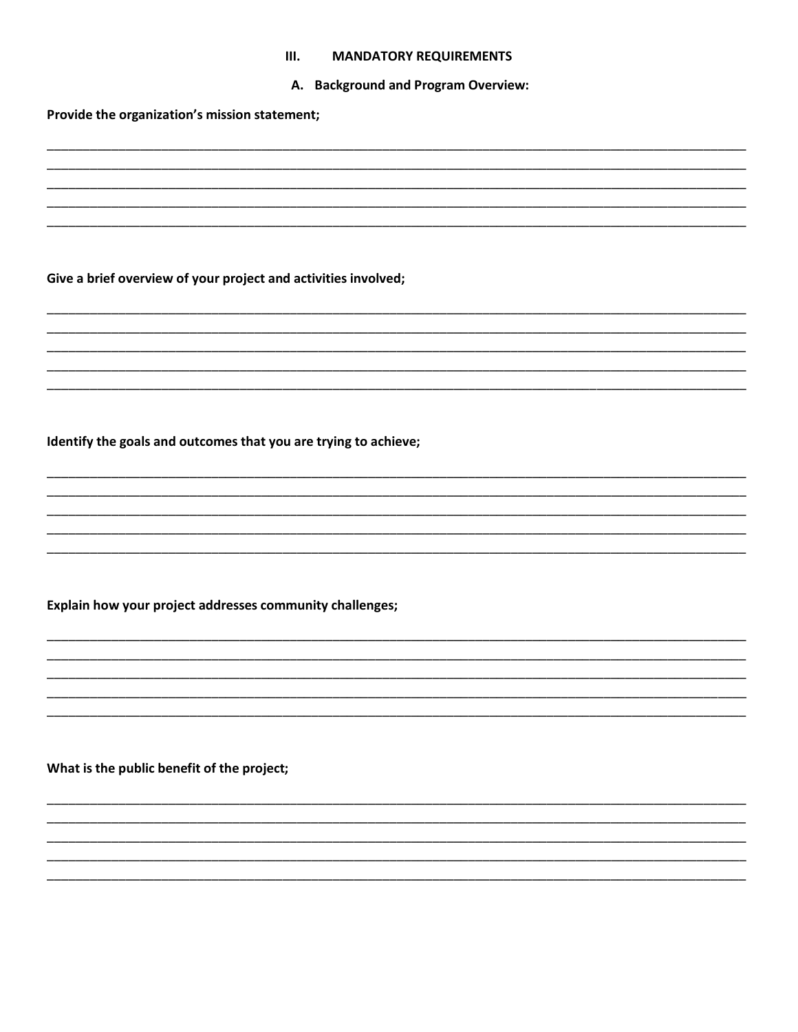## III. MANDATORY REQUIREMENTS

### A. Background and Program Overview:

**Provide the organization's mission statement;**

_______________________________________________________________________________________________
_______________________________________________________________________________________________
_______________________________________________________________________________________________
_______________________________________________________________________________________________
_______________________________________________________________________________________________

**Give a brief overview of your project and activities involved;**

_______________________________________________________________________________________________
_______________________________________________________________________________________________
_______________________________________________________________________________________________
_______________________________________________________________________________________________
_______________________________________________________________________________________________

**Identify the goals and outcomes that you are trying to achieve;**

_______________________________________________________________________________________________
_______________________________________________________________________________________________
_______________________________________________________________________________________________
_______________________________________________________________________________________________
_______________________________________________________________________________________________

**Explain how your project addresses community challenges;**

_______________________________________________________________________________________________
_______________________________________________________________________________________________
_______________________________________________________________________________________________
_______________________________________________________________________________________________
_______________________________________________________________________________________________

**What is the public benefit of the project;**

_______________________________________________________________________________________________
_______________________________________________________________________________________________
_______________________________________________________________________________________________
_______________________________________________________________________________________________
_______________________________________________________________________________________________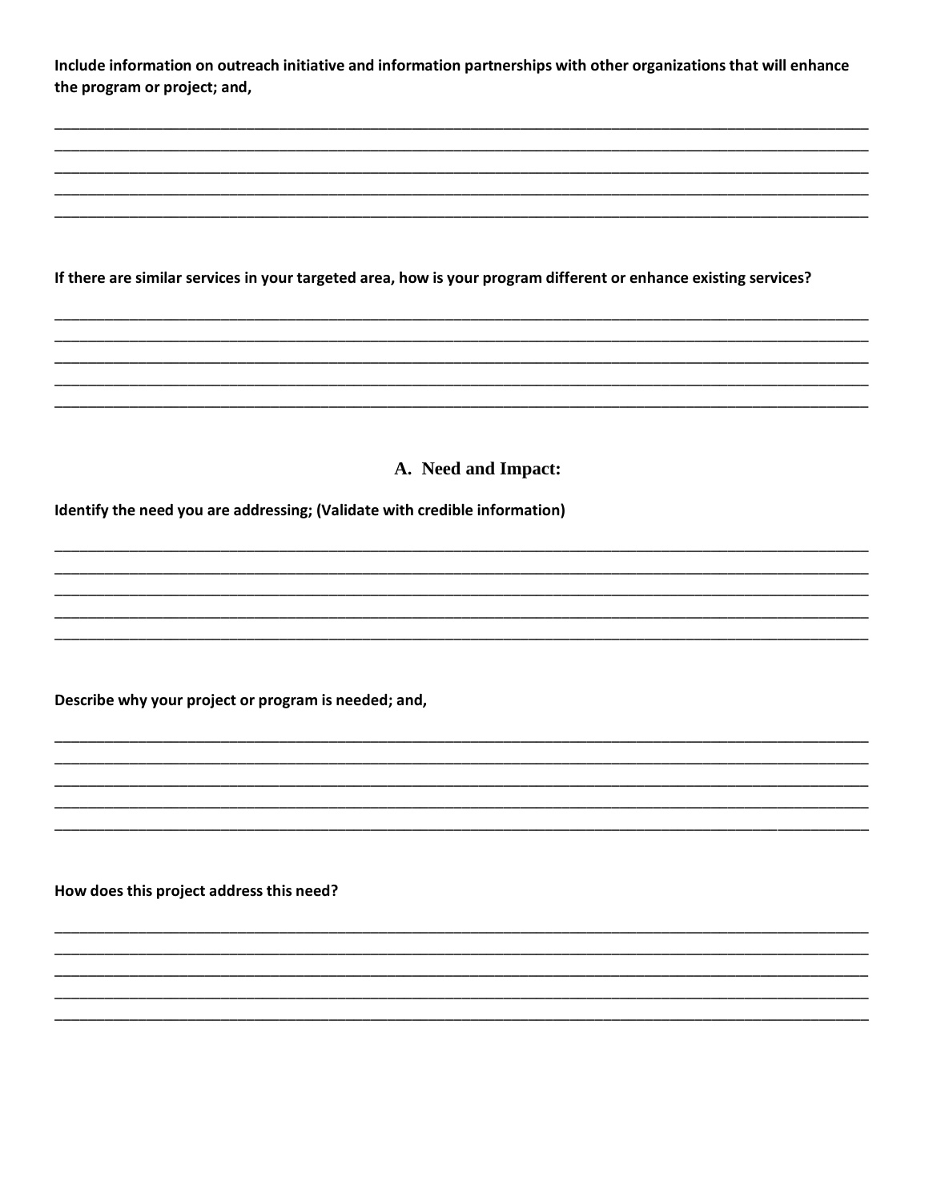**Include information on outreach initiative and information partnerships with other organizations that will enhance the program or project; and,**

_______________________________________________________________________________________________

_______________________________________________________________________________________________

_______________________________________________________________________________________________

_______________________________________________________________________________________________

_______________________________________________________________________________________________

**If there are similar services in your targeted area, how is your program different or enhance existing services?**

_______________________________________________________________________________________________

_______________________________________________________________________________________________

_______________________________________________________________________________________________

_______________________________________________________________________________________________

_______________________________________________________________________________________________

## A. Need and Impact:

**Identify the need you are addressing; (Validate with credible information)**

_______________________________________________________________________________________________

_______________________________________________________________________________________________

_______________________________________________________________________________________________

_______________________________________________________________________________________________

_______________________________________________________________________________________________

**Describe why your project or program is needed; and,**

_______________________________________________________________________________________________

_______________________________________________________________________________________________

_______________________________________________________________________________________________

_______________________________________________________________________________________________

_______________________________________________________________________________________________

**How does this project address this need?**

_______________________________________________________________________________________________

_______________________________________________________________________________________________

_______________________________________________________________________________________________

_______________________________________________________________________________________________

_______________________________________________________________________________________________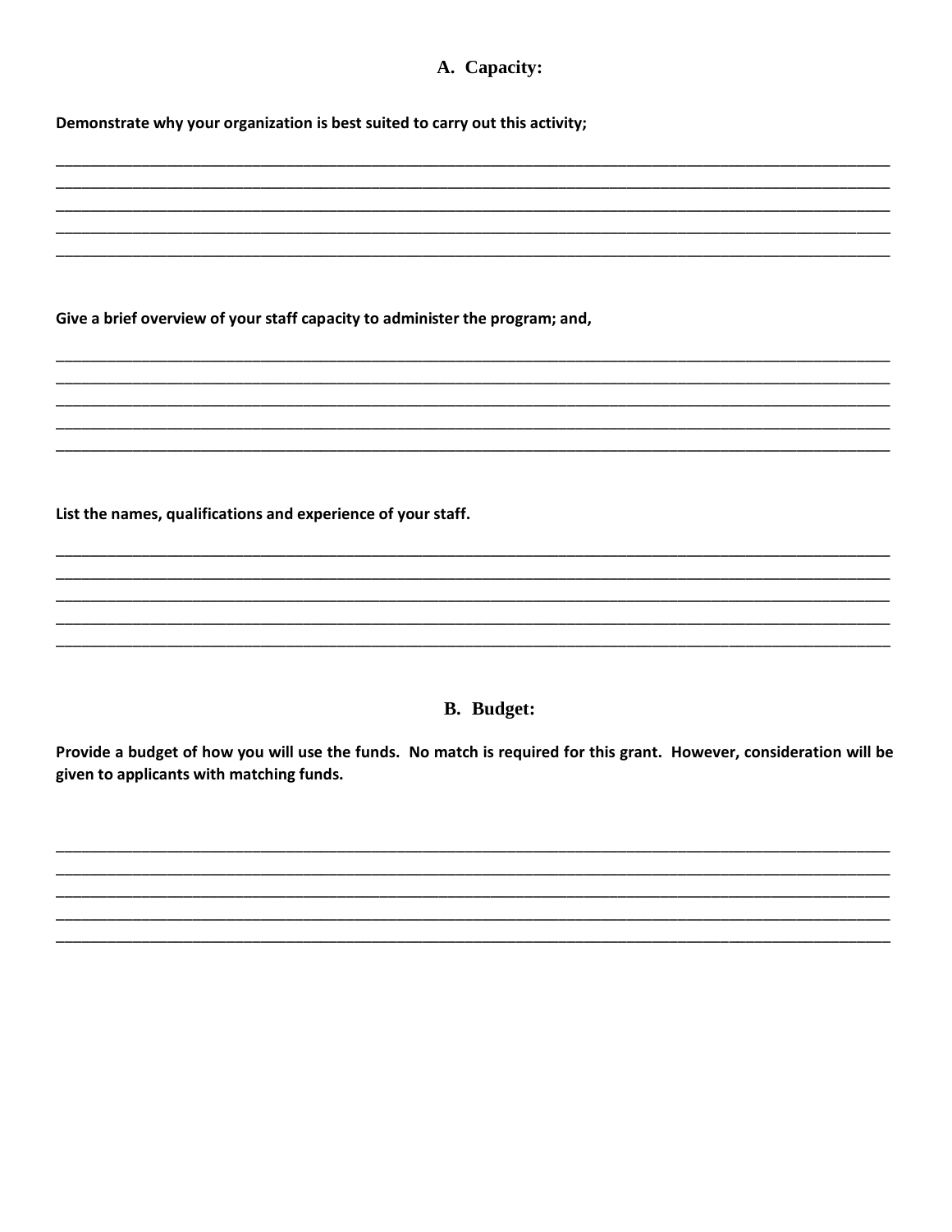## A. Capacity:

**Demonstrate why your organization is best suited to carry out this activity;**

___________________________________________________________________________________________
___________________________________________________________________________________________
___________________________________________________________________________________________
___________________________________________________________________________________________
___________________________________________________________________________________________

**Give a brief overview of your staff capacity to administer the program; and,**

___________________________________________________________________________________________
___________________________________________________________________________________________
___________________________________________________________________________________________
___________________________________________________________________________________________
___________________________________________________________________________________________

**List the names, qualifications and experience of your staff.**

___________________________________________________________________________________________
___________________________________________________________________________________________
___________________________________________________________________________________________
___________________________________________________________________________________________
___________________________________________________________________________________________

## B. Budget:

**Provide a budget of how you will use the funds. No match is required for this grant. However, consideration will be given to applicants with matching funds.**

___________________________________________________________________________________________
___________________________________________________________________________________________
___________________________________________________________________________________________
___________________________________________________________________________________________
___________________________________________________________________________________________